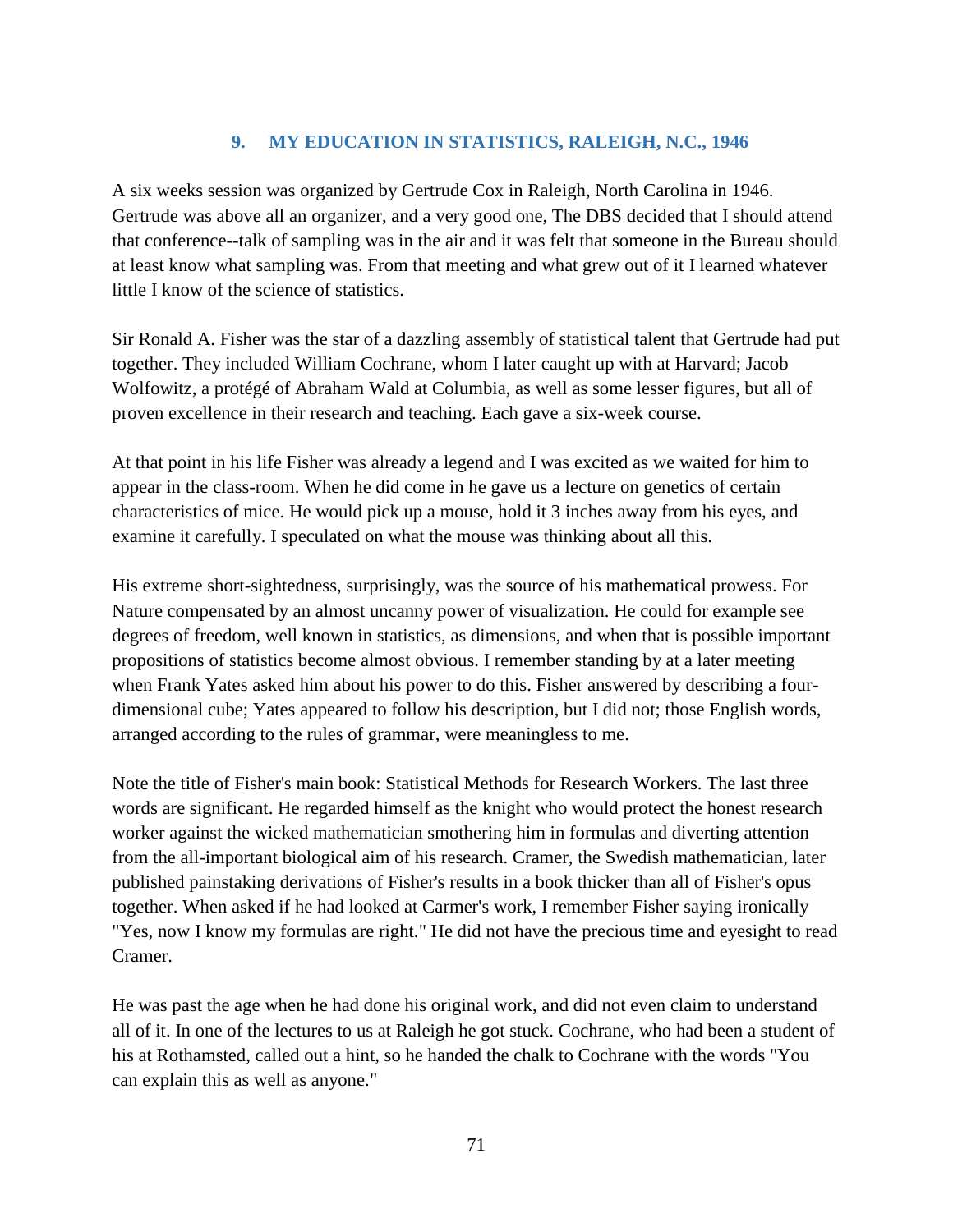## 9. MY EDUCATION IN STATISTICS, RALEIGH, N.C., 1946

A six weeks session was organized by Gertrude Cox in Raleigh, North Carolina in 1946. Gertrude was above all an organizer, and a very good one, The DBS decided that I should attend that conference--talk of sampling was in the air and it was felt that someone in the Bureau should at least know what sampling was. From that meeting and what grew out of it I learned whatever little I know of the science of statistics.

Sir Ronald A. Fisher was the star of a dazzling assembly of statistical talent that Gertrude had put together. They included William Cochrane, whom I later caught up with at Harvard; Jacob Wolfowitz, a protégé of Abraham Wald at Columbia, as well as some lesser figures, but all of proven excellence in their research and teaching. Each gave a six-week course.

At that point in his life Fisher was already a legend and I was excited as we waited for him to appear in the class-room. When he did come in he gave us a lecture on genetics of certain characteristics of mice. He would pick up a mouse, hold it 3 inches away from his eyes, and examine it carefully. I speculated on what the mouse was thinking about all this.

His extreme short-sightedness, surprisingly, was the source of his mathematical prowess. For Nature compensated by an almost uncanny power of visualization. He could for example see degrees of freedom, well known in statistics, as dimensions, and when that is possible important propositions of statistics become almost obvious. I remember standing by at a later meeting when Frank Yates asked him about his power to do this. Fisher answered by describing a four-dimensional cube; Yates appeared to follow his description, but I did not; those English words, arranged according to the rules of grammar, were meaningless to me.

Note the title of Fisher's main book: Statistical Methods for Research Workers. The last three words are significant. He regarded himself as the knight who would protect the honest research worker against the wicked mathematician smothering him in formulas and diverting attention from the all-important biological aim of his research. Cramer, the Swedish mathematician, later published painstaking derivations of Fisher's results in a book thicker than all of Fisher's opus together. When asked if he had looked at Carmer's work, I remember Fisher saying ironically "Yes, now I know my formulas are right." He did not have the precious time and eyesight to read Cramer.

He was past the age when he had done his original work, and did not even claim to understand all of it. In one of the lectures to us at Raleigh he got stuck. Cochrane, who had been a student of his at Rothamsted, called out a hint, so he handed the chalk to Cochrane with the words "You can explain this as well as anyone."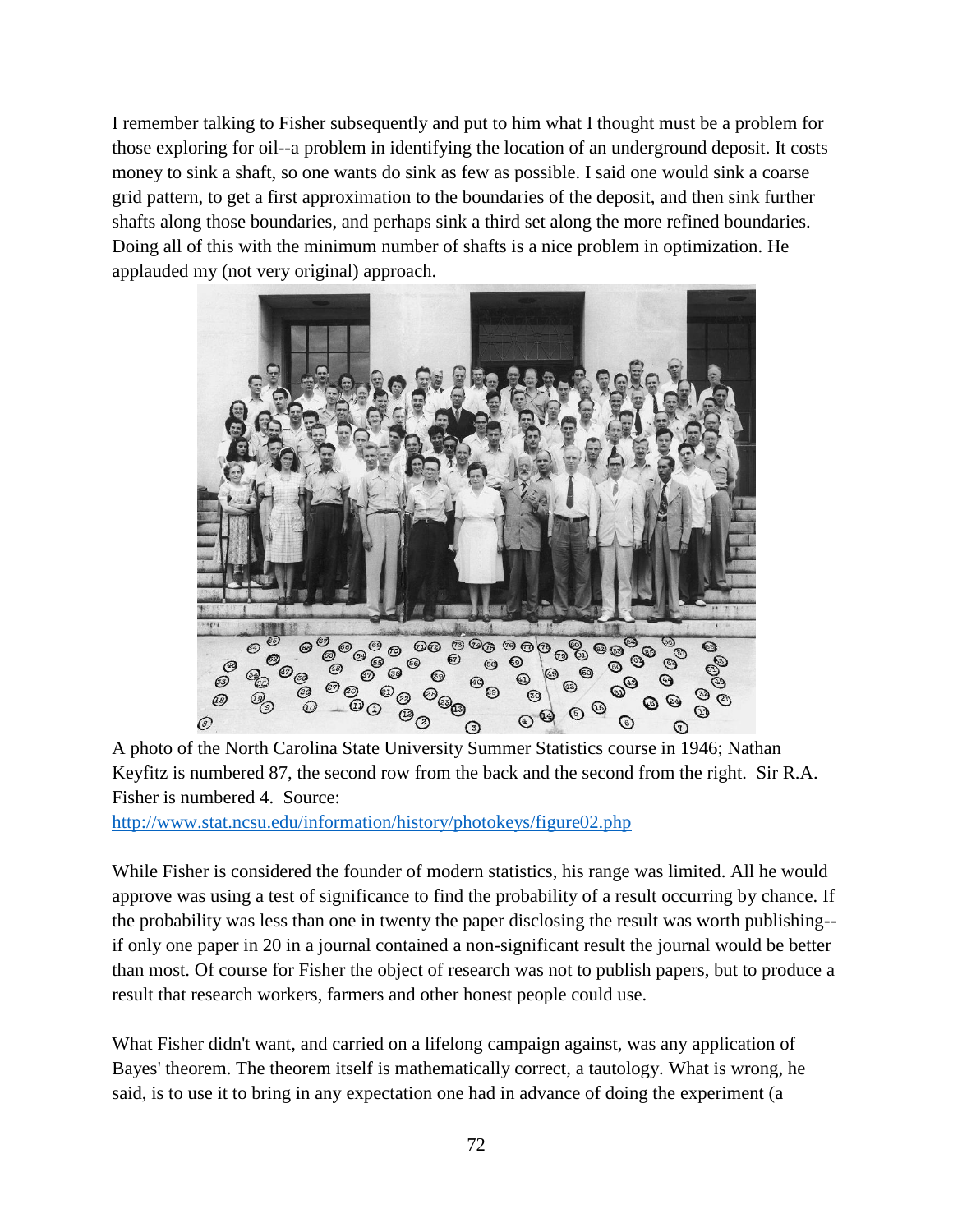I remember talking to Fisher subsequently and put to him what I thought must be a problem for those exploring for oil--a problem in identifying the location of an underground deposit. It costs money to sink a shaft, so one wants do sink as few as possible. I said one would sink a coarse grid pattern, to get a first approximation to the boundaries of the deposit, and then sink further shafts along those boundaries, and perhaps sink a third set along the more refined boundaries. Doing all of this with the minimum number of shafts is a nice problem in optimization. He applauded my (not very original) approach.

A photo of the North Carolina State University Summer Statistics course in 1946; Nathan Keyfitz is numbered 87, the second row from the back and the second from the right. Sir R.A. Fisher is numbered 4. Source: [http://www.stat.ncsu.edu/information/history/photokeys/figure02.php](http://www.stat.ncsu.edu/information/history/photokeys/figure02.php)

While Fisher is considered the founder of modern statistics, his range was limited. All he would approve was using a test of significance to find the probability of a result occurring by chance. If the probability was less than one in twenty the paper disclosing the result was worth publishing--if only one paper in 20 in a journal contained a non-significant result the journal would be better than most. Of course for Fisher the object of research was not to publish papers, but to produce a result that research workers, farmers and other honest people could use.

What Fisher didn't want, and carried on a lifelong campaign against, was any application of Bayes' theorem. The theorem itself is mathematically correct, a tautology. What is wrong, he said, is to use it to bring in any expectation one had in advance of doing the experiment (a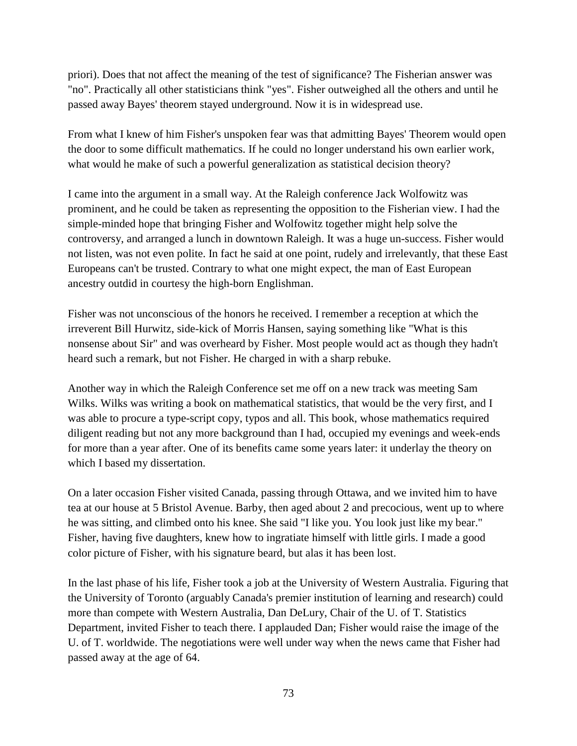priori). Does that not affect the meaning of the test of significance? The Fisherian answer was "no". Practically all other statisticians think "yes". Fisher outweighed all the others and until he passed away Bayes' theorem stayed underground. Now it is in widespread use.

From what I knew of him Fisher's unspoken fear was that admitting Bayes' Theorem would open the door to some difficult mathematics. If he could no longer understand his own earlier work, what would he make of such a powerful generalization as statistical decision theory?

I came into the argument in a small way. At the Raleigh conference Jack Wolfowitz was prominent, and he could be taken as representing the opposition to the Fisherian view. I had the simple-minded hope that bringing Fisher and Wolfowitz together might help solve the controversy, and arranged a lunch in downtown Raleigh. It was a huge un-success. Fisher would not listen, was not even polite. In fact he said at one point, rudely and irrelevantly, that these East Europeans can't be trusted. Contrary to what one might expect, the man of East European ancestry outdid in courtesy the high-born Englishman.

Fisher was not unconscious of the honors he received. I remember a reception at which the irreverent Bill Hurwitz, side-kick of Morris Hansen, saying something like "What is this nonsense about Sir" and was overheard by Fisher. Most people would act as though they hadn't heard such a remark, but not Fisher. He charged in with a sharp rebuke.

Another way in which the Raleigh Conference set me off on a new track was meeting Sam Wilks. Wilks was writing a book on mathematical statistics, that would be the very first, and I was able to procure a type-script copy, typos and all. This book, whose mathematics required diligent reading but not any more background than I had, occupied my evenings and week-ends for more than a year after. One of its benefits came some years later: it underlay the theory on which I based my dissertation.

On a later occasion Fisher visited Canada, passing through Ottawa, and we invited him to have tea at our house at 5 Bristol Avenue. Barby, then aged about 2 and precocious, went up to where he was sitting, and climbed onto his knee. She said "I like you. You look just like my bear." Fisher, having five daughters, knew how to ingratiate himself with little girls. I made a good color picture of Fisher, with his signature beard, but alas it has been lost.

In the last phase of his life, Fisher took a job at the University of Western Australia. Figuring that the University of Toronto (arguably Canada's premier institution of learning and research) could more than compete with Western Australia, Dan DeLury, Chair of the U. of T. Statistics Department, invited Fisher to teach there. I applauded Dan; Fisher would raise the image of the U. of T. worldwide. The negotiations were well under way when the news came that Fisher had passed away at the age of 64.